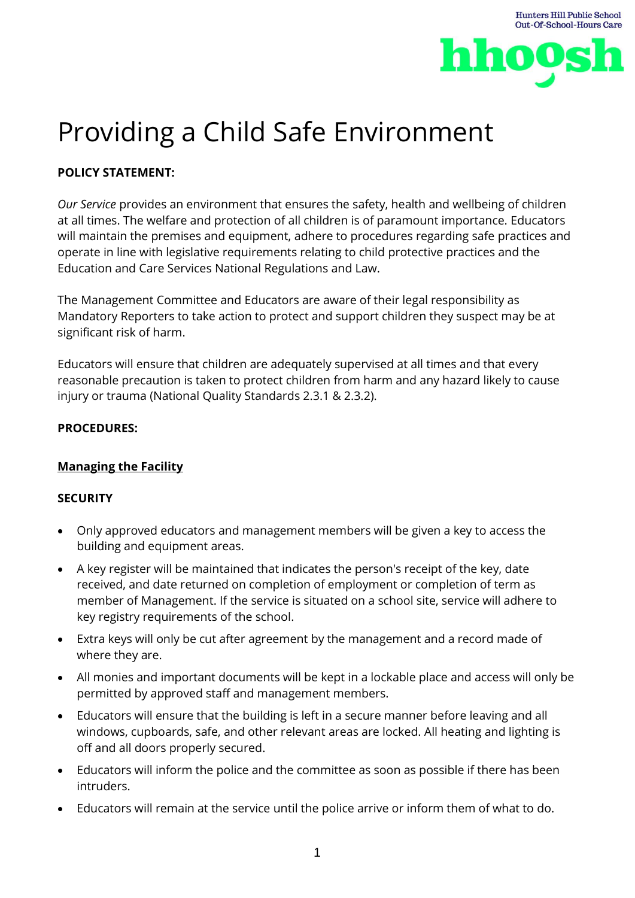# Providing a Child Safe Environment

**POLICY STATEMENT:**

*Our Service* provides an environment that ensures the safety, health and wellbeing of children at all times. The welfare and protection of all children is of paramount importance. Educators will maintain the premises and equipment, adhere to procedures regarding safe practices and operate in line with legislative requirements relating to child protective practices and the Education and Care Services National Regulations and Law.

The Management Committee and Educators are aware of their legal responsibility as Mandatory Reporters to take action to protect and support children they suspect may be at significant risk of harm.

Educators will ensure that children are adequately supervised at all times and that every reasonable precaution is taken to protect children from harm and any hazard likely to cause injury or trauma (National Quality Standards 2.3.1 & 2.3.2).

**PROCEDURES:**

**Managing the Facility**

**SECURITY**

- Only approved educators and management members will be given a key to access the building and equipment areas.
- A key register will be maintained that indicates the person's receipt of the key, date received, and date returned on completion of employment or completion of term as member of Management. If the service is situated on a school site, service will adhere to key registry requirements of the school.
- Extra keys will only be cut after agreement by the management and a record made of where they are.
- All monies and important documents will be kept in a lockable place and access will only be permitted by approved staff and management members.
- Educators will ensure that the building is left in a secure manner before leaving and all windows, cupboards, safe, and other relevant areas are locked. All heating and lighting is off and all doors properly secured.
- Educators will inform the police and the committee as soon as possible if there has been intruders.
- Educators will remain at the service until the police arrive or inform them of what to do.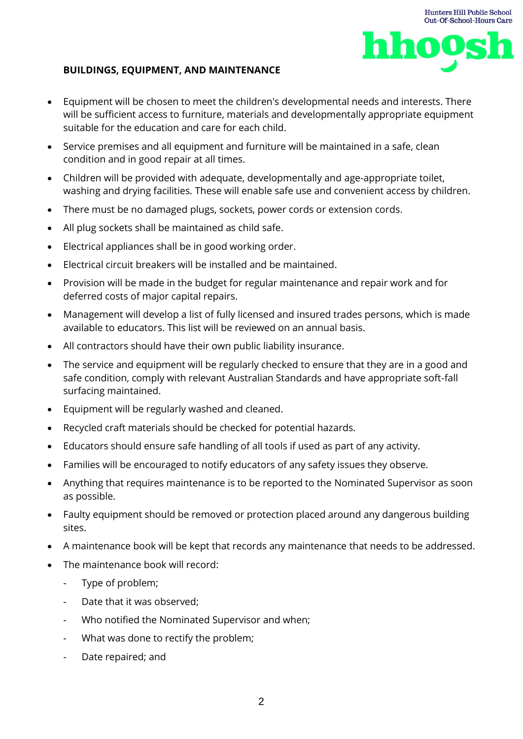**BUILDINGS, EQUIPMENT, AND MAINTENANCE**

- Equipment will be chosen to meet the children's developmental needs and interests. There will be sufficient access to furniture, materials and developmentally appropriate equipment suitable for the education and care for each child.
- Service premises and all equipment and furniture will be maintained in a safe, clean condition and in good repair at all times.
- Children will be provided with adequate, developmentally and age-appropriate toilet, washing and drying facilities. These will enable safe use and convenient access by children.
- There must be no damaged plugs, sockets, power cords or extension cords.
- All plug sockets shall be maintained as child safe.
- Electrical appliances shall be in good working order.
- Electrical circuit breakers will be installed and be maintained.
- Provision will be made in the budget for regular maintenance and repair work and for deferred costs of major capital repairs.
- Management will develop a list of fully licensed and insured trades persons, which is made available to educators. This list will be reviewed on an annual basis.
- All contractors should have their own public liability insurance.
- The service and equipment will be regularly checked to ensure that they are in a good and safe condition, comply with relevant Australian Standards and have appropriate soft-fall surfacing maintained.
- Equipment will be regularly washed and cleaned.
- Recycled craft materials should be checked for potential hazards.
- Educators should ensure safe handling of all tools if used as part of any activity.
- Families will be encouraged to notify educators of any safety issues they observe.
- Anything that requires maintenance is to be reported to the Nominated Supervisor as soon as possible.
- Faulty equipment should be removed or protection placed around any dangerous building sites.
- A maintenance book will be kept that records any maintenance that needs to be addressed.
- The maintenance book will record:
  - Type of problem;
  - Date that it was observed;
  - Who notified the Nominated Supervisor and when;
  - What was done to rectify the problem;
  - Date repaired; and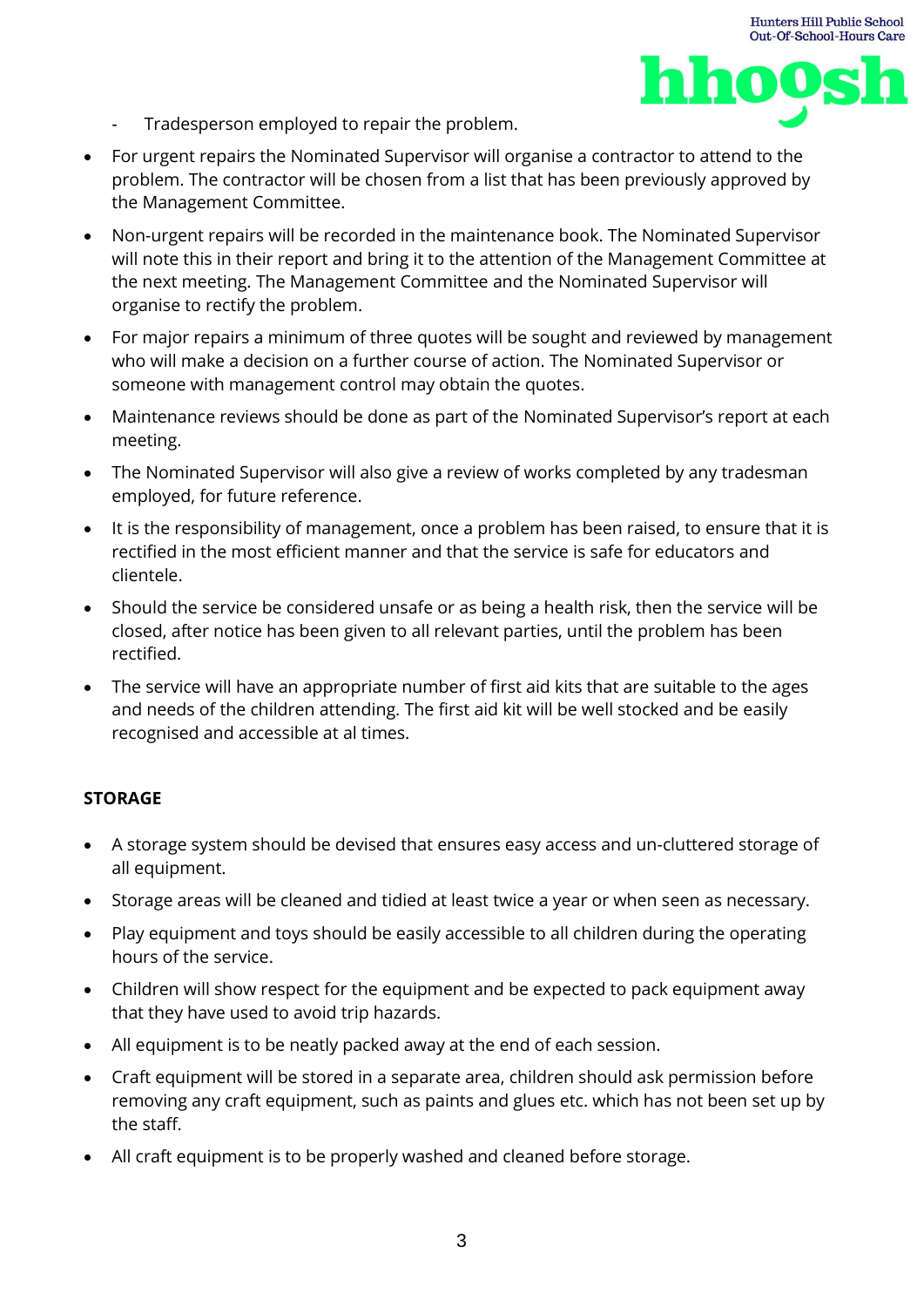- Tradesperson employed to repair the problem.

- For urgent repairs the Nominated Supervisor will organise a contractor to attend to the problem. The contractor will be chosen from a list that has been previously approved by the Management Committee.
- Non-urgent repairs will be recorded in the maintenance book. The Nominated Supervisor will note this in their report and bring it to the attention of the Management Committee at the next meeting. The Management Committee and the Nominated Supervisor will organise to rectify the problem.
- For major repairs a minimum of three quotes will be sought and reviewed by management who will make a decision on a further course of action. The Nominated Supervisor or someone with management control may obtain the quotes.
- Maintenance reviews should be done as part of the Nominated Supervisor's report at each meeting.
- The Nominated Supervisor will also give a review of works completed by any tradesman employed, for future reference.
- It is the responsibility of management, once a problem has been raised, to ensure that it is rectified in the most efficient manner and that the service is safe for educators and clientele.
- Should the service be considered unsafe or as being a health risk, then the service will be closed, after notice has been given to all relevant parties, until the problem has been rectified.
- The service will have an appropriate number of first aid kits that are suitable to the ages and needs of the children attending. The first aid kit will be well stocked and be easily recognised and accessible at al times.

**STORAGE**

- A storage system should be devised that ensures easy access and un-cluttered storage of all equipment.
- Storage areas will be cleaned and tidied at least twice a year or when seen as necessary.
- Play equipment and toys should be easily accessible to all children during the operating hours of the service.
- Children will show respect for the equipment and be expected to pack equipment away that they have used to avoid trip hazards.
- All equipment is to be neatly packed away at the end of each session.
- Craft equipment will be stored in a separate area, children should ask permission before removing any craft equipment, such as paints and glues etc. which has not been set up by the staff.
- All craft equipment is to be properly washed and cleaned before storage.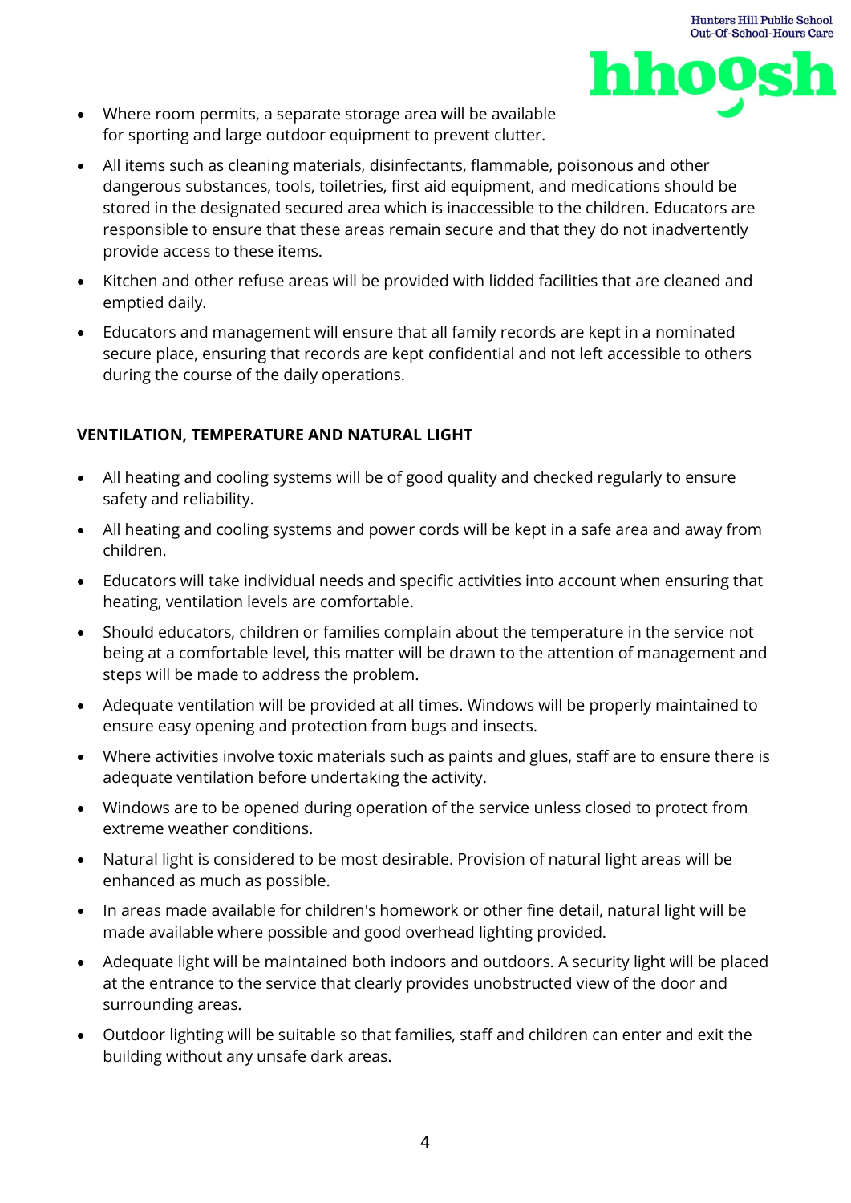- Where room permits, a separate storage area will be available for sporting and large outdoor equipment to prevent clutter.
- All items such as cleaning materials, disinfectants, flammable, poisonous and other dangerous substances, tools, toiletries, first aid equipment, and medications should be stored in the designated secured area which is inaccessible to the children. Educators are responsible to ensure that these areas remain secure and that they do not inadvertently provide access to these items.
- Kitchen and other refuse areas will be provided with lidded facilities that are cleaned and emptied daily.
- Educators and management will ensure that all family records are kept in a nominated secure place, ensuring that records are kept confidential and not left accessible to others during the course of the daily operations.

**VENTILATION, TEMPERATURE AND NATURAL LIGHT**

- All heating and cooling systems will be of good quality and checked regularly to ensure safety and reliability.
- All heating and cooling systems and power cords will be kept in a safe area and away from children.
- Educators will take individual needs and specific activities into account when ensuring that heating, ventilation levels are comfortable.
- Should educators, children or families complain about the temperature in the service not being at a comfortable level, this matter will be drawn to the attention of management and steps will be made to address the problem.
- Adequate ventilation will be provided at all times. Windows will be properly maintained to ensure easy opening and protection from bugs and insects.
- Where activities involve toxic materials such as paints and glues, staff are to ensure there is adequate ventilation before undertaking the activity.
- Windows are to be opened during operation of the service unless closed to protect from extreme weather conditions.
- Natural light is considered to be most desirable. Provision of natural light areas will be enhanced as much as possible.
- In areas made available for children's homework or other fine detail, natural light will be made available where possible and good overhead lighting provided.
- Adequate light will be maintained both indoors and outdoors. A security light will be placed at the entrance to the service that clearly provides unobstructed view of the door and surrounding areas.
- Outdoor lighting will be suitable so that families, staff and children can enter and exit the building without any unsafe dark areas.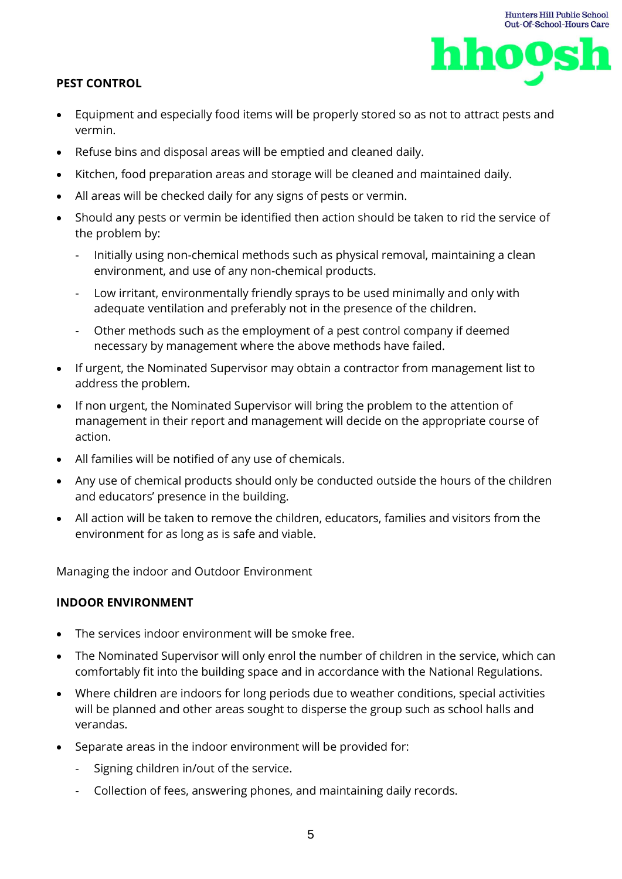**PEST CONTROL**

- Equipment and especially food items will be properly stored so as not to attract pests and vermin.
- Refuse bins and disposal areas will be emptied and cleaned daily.
- Kitchen, food preparation areas and storage will be cleaned and maintained daily.
- All areas will be checked daily for any signs of pests or vermin.
- Should any pests or vermin be identified then action should be taken to rid the service of the problem by:
  - Initially using non-chemical methods such as physical removal, maintaining a clean environment, and use of any non-chemical products.
  - Low irritant, environmentally friendly sprays to be used minimally and only with adequate ventilation and preferably not in the presence of the children.
  - Other methods such as the employment of a pest control company if deemed necessary by management where the above methods have failed.
- If urgent, the Nominated Supervisor may obtain a contractor from management list to address the problem.
- If non urgent, the Nominated Supervisor will bring the problem to the attention of management in their report and management will decide on the appropriate course of action.
- All families will be notified of any use of chemicals.
- Any use of chemical products should only be conducted outside the hours of the children and educators' presence in the building.
- All action will be taken to remove the children, educators, families and visitors from the environment for as long as is safe and viable.

Managing the indoor and Outdoor Environment

**INDOOR ENVIRONMENT**

- The services indoor environment will be smoke free.
- The Nominated Supervisor will only enrol the number of children in the service, which can comfortably fit into the building space and in accordance with the National Regulations.
- Where children are indoors for long periods due to weather conditions, special activities will be planned and other areas sought to disperse the group such as school halls and verandas.
- Separate areas in the indoor environment will be provided for:
  - Signing children in/out of the service.
  - Collection of fees, answering phones, and maintaining daily records.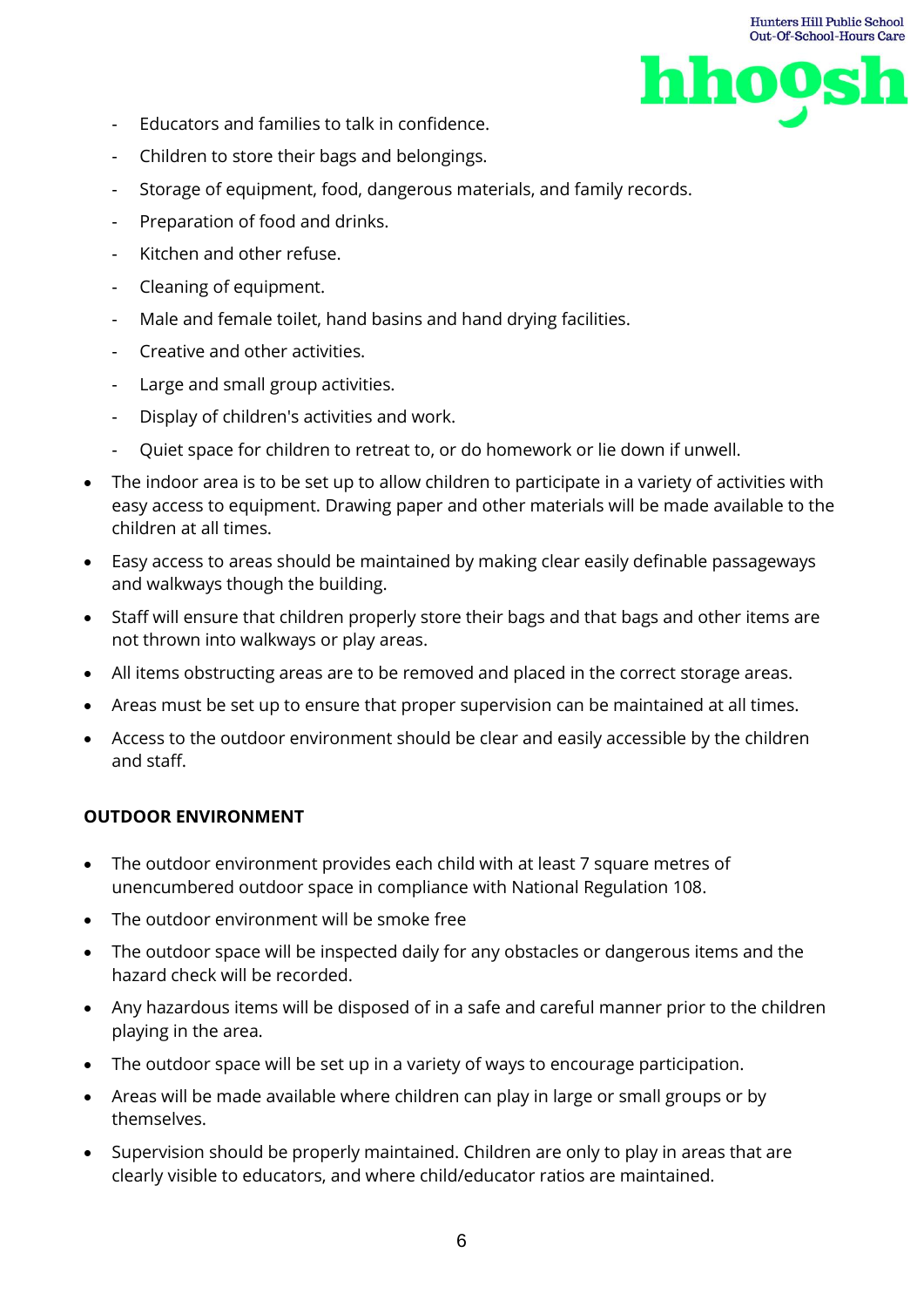- Educators and families to talk in confidence.
- Children to store their bags and belongings.
- Storage of equipment, food, dangerous materials, and family records.
- Preparation of food and drinks.
- Kitchen and other refuse.
- Cleaning of equipment.
- Male and female toilet, hand basins and hand drying facilities.
- Creative and other activities.
- Large and small group activities.
- Display of children's activities and work.
- Quiet space for children to retreat to, or do homework or lie down if unwell.

- The indoor area is to be set up to allow children to participate in a variety of activities with easy access to equipment. Drawing paper and other materials will be made available to the children at all times.
- Easy access to areas should be maintained by making clear easily definable passageways and walkways though the building.
- Staff will ensure that children properly store their bags and that bags and other items are not thrown into walkways or play areas.
- All items obstructing areas are to be removed and placed in the correct storage areas.
- Areas must be set up to ensure that proper supervision can be maintained at all times.
- Access to the outdoor environment should be clear and easily accessible by the children and staff.

**OUTDOOR ENVIRONMENT**

- The outdoor environment provides each child with at least 7 square metres of unencumbered outdoor space in compliance with National Regulation 108.
- The outdoor environment will be smoke free
- The outdoor space will be inspected daily for any obstacles or dangerous items and the hazard check will be recorded.
- Any hazardous items will be disposed of in a safe and careful manner prior to the children playing in the area.
- The outdoor space will be set up in a variety of ways to encourage participation.
- Areas will be made available where children can play in large or small groups or by themselves.
- Supervision should be properly maintained. Children are only to play in areas that are clearly visible to educators, and where child/educator ratios are maintained.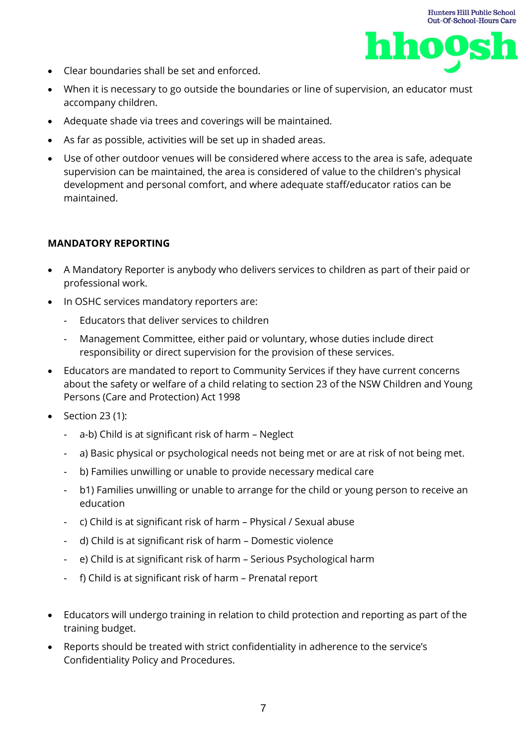- Clear boundaries shall be set and enforced.
- When it is necessary to go outside the boundaries or line of supervision, an educator must accompany children.
- Adequate shade via trees and coverings will be maintained.
- As far as possible, activities will be set up in shaded areas.
- Use of other outdoor venues will be considered where access to the area is safe, adequate supervision can be maintained, the area is considered of value to the children's physical development and personal comfort, and where adequate staff/educator ratios can be maintained.

**MANDATORY REPORTING**

- A Mandatory Reporter is anybody who delivers services to children as part of their paid or professional work.
- In OSHC services mandatory reporters are:
  - Educators that deliver services to children
  - Management Committee, either paid or voluntary, whose duties include direct responsibility or direct supervision for the provision of these services.
- Educators are mandated to report to Community Services if they have current concerns about the safety or welfare of a child relating to section 23 of the NSW Children and Young Persons (Care and Protection) Act 1998
- Section 23 (1):
  - a-b) Child is at significant risk of harm – Neglect
  - a) Basic physical or psychological needs not being met or are at risk of not being met.
  - b) Families unwilling or unable to provide necessary medical care
  - b1) Families unwilling or unable to arrange for the child or young person to receive an education
  - c) Child is at significant risk of harm – Physical / Sexual abuse
  - d) Child is at significant risk of harm – Domestic violence
  - e) Child is at significant risk of harm – Serious Psychological harm
  - f) Child is at significant risk of harm – Prenatal report

- Educators will undergo training in relation to child protection and reporting as part of the training budget.
- Reports should be treated with strict confidentiality in adherence to the service's Confidentiality Policy and Procedures.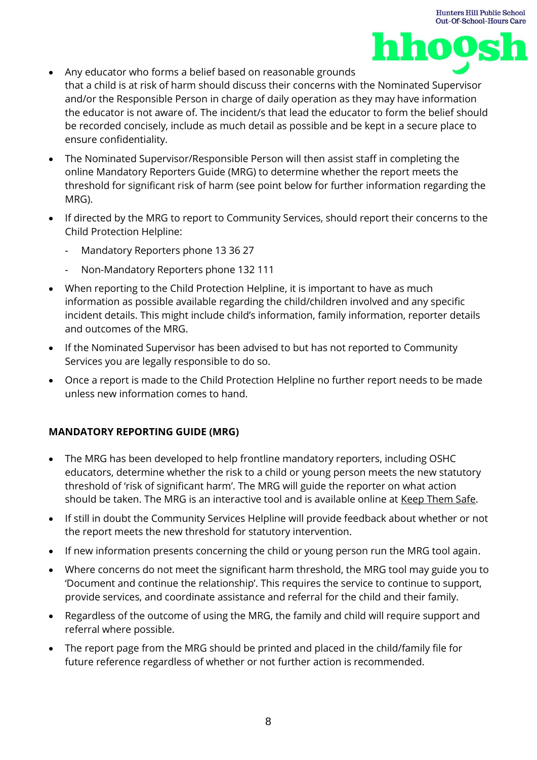- Any educator who forms a belief based on reasonable grounds that a child is at risk of harm should discuss their concerns with the Nominated Supervisor and/or the Responsible Person in charge of daily operation as they may have information the educator is not aware of. The incident/s that lead the educator to form the belief should be recorded concisely, include as much detail as possible and be kept in a secure place to ensure confidentiality.
- The Nominated Supervisor/Responsible Person will then assist staff in completing the online Mandatory Reporters Guide (MRG) to determine whether the report meets the threshold for significant risk of harm (see point below for further information regarding the MRG).
- If directed by the MRG to report to Community Services, should report their concerns to the Child Protection Helpline:
    - Mandatory Reporters phone 13 36 27
    - Non-Mandatory Reporters phone 132 111
- When reporting to the Child Protection Helpline, it is important to have as much information as possible available regarding the child/children involved and any specific incident details. This might include child's information, family information, reporter details and outcomes of the MRG.
- If the Nominated Supervisor has been advised to but has not reported to Community Services you are legally responsible to do so.
- Once a report is made to the Child Protection Helpline no further report needs to be made unless new information comes to hand.

**MANDATORY REPORTING GUIDE (MRG)**

- The MRG has been developed to help frontline mandatory reporters, including OSHC educators, determine whether the risk to a child or young person meets the new statutory threshold of 'risk of significant harm'. The MRG will guide the reporter on what action should be taken. The MRG is an interactive tool and is available online at Keep Them Safe.
- If still in doubt the Community Services Helpline will provide feedback about whether or not the report meets the new threshold for statutory intervention.
- If new information presents concerning the child or young person run the MRG tool again.
- Where concerns do not meet the significant harm threshold, the MRG tool may guide you to 'Document and continue the relationship'. This requires the service to continue to support, provide services, and coordinate assistance and referral for the child and their family.
- Regardless of the outcome of using the MRG, the family and child will require support and referral where possible.
- The report page from the MRG should be printed and placed in the child/family file for future reference regardless of whether or not further action is recommended.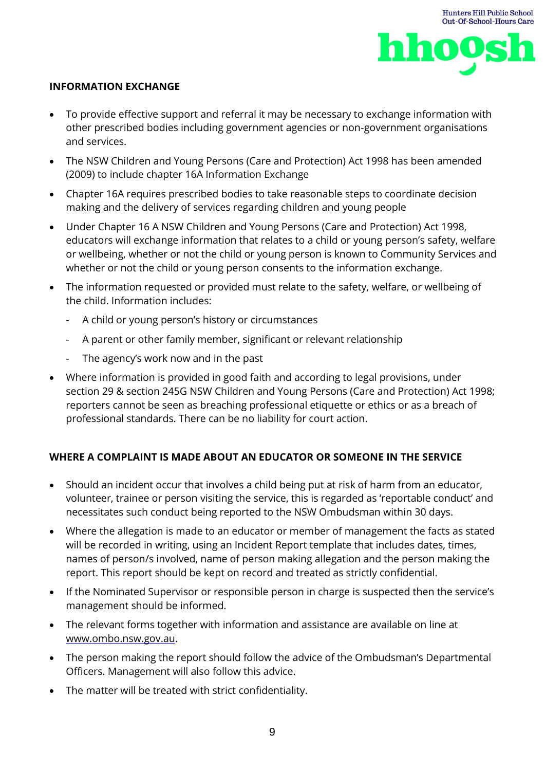**INFORMATION EXCHANGE**

- To provide effective support and referral it may be necessary to exchange information with other prescribed bodies including government agencies or non-government organisations and services.
- The NSW Children and Young Persons (Care and Protection) Act 1998 has been amended (2009) to include chapter 16A Information Exchange
- Chapter 16A requires prescribed bodies to take reasonable steps to coordinate decision making and the delivery of services regarding children and young people
- Under Chapter 16 A NSW Children and Young Persons (Care and Protection) Act 1998, educators will exchange information that relates to a child or young person's safety, welfare or wellbeing, whether or not the child or young person is known to Community Services and whether or not the child or young person consents to the information exchange.
- The information requested or provided must relate to the safety, welfare, or wellbeing of the child. Information includes:
  - A child or young person's history or circumstances
  - A parent or other family member, significant or relevant relationship
  - The agency's work now and in the past
- Where information is provided in good faith and according to legal provisions, under section 29 & section 245G NSW Children and Young Persons (Care and Protection) Act 1998; reporters cannot be seen as breaching professional etiquette or ethics or as a breach of professional standards. There can be no liability for court action.

**WHERE A COMPLAINT IS MADE ABOUT AN EDUCATOR OR SOMEONE IN THE SERVICE**

- Should an incident occur that involves a child being put at risk of harm from an educator, volunteer, trainee or person visiting the service, this is regarded as 'reportable conduct' and necessitates such conduct being reported to the NSW Ombudsman within 30 days.
- Where the allegation is made to an educator or member of management the facts as stated will be recorded in writing, using an Incident Report template that includes dates, times, names of person/s involved, name of person making allegation and the person making the report. This report should be kept on record and treated as strictly confidential.
- If the Nominated Supervisor or responsible person in charge is suspected then the service's management should be informed.
- The relevant forms together with information and assistance are available on line at www.ombo.nsw.gov.au.
- The person making the report should follow the advice of the Ombudsman's Departmental Officers. Management will also follow this advice.
- The matter will be treated with strict confidentiality.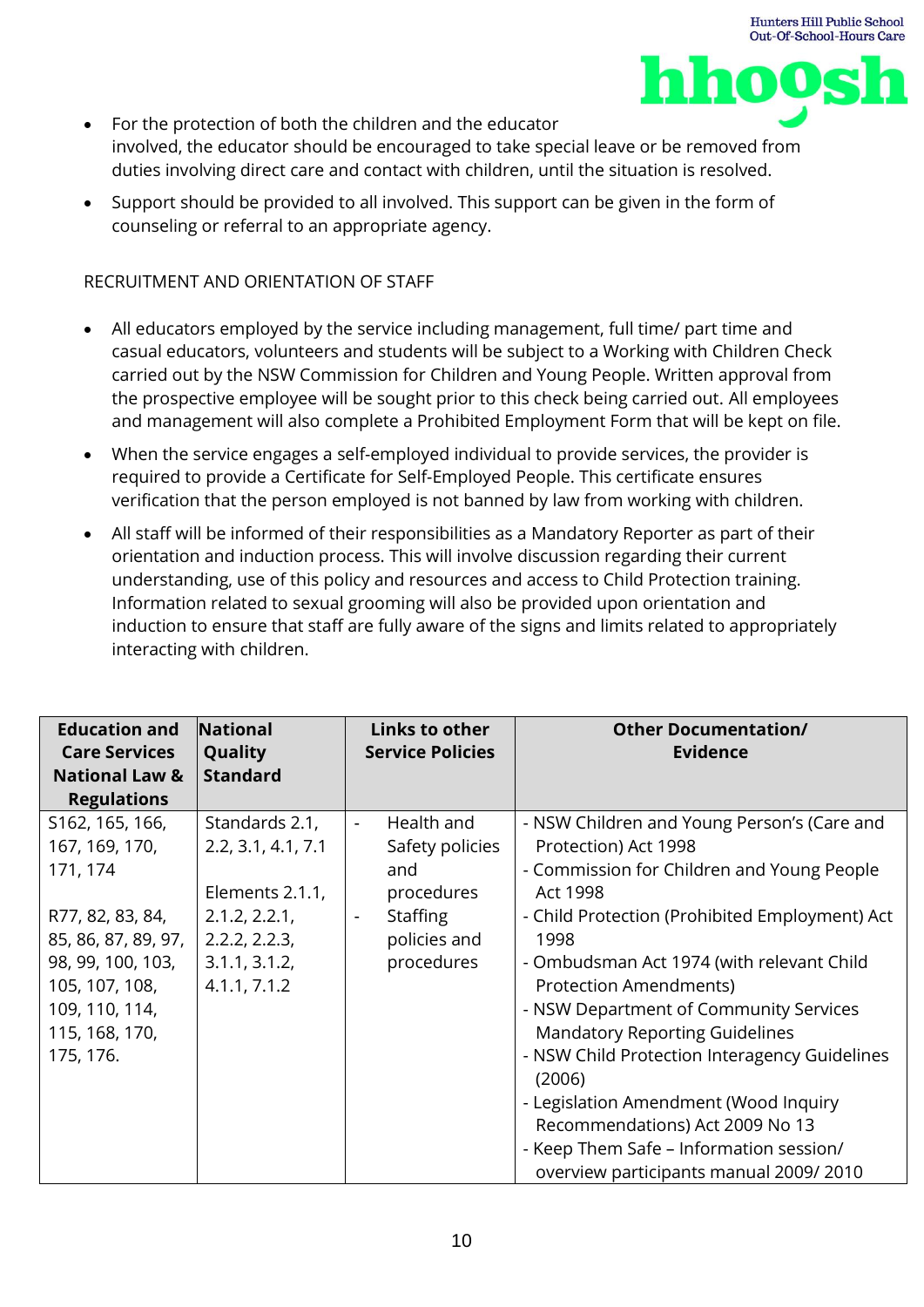- For the protection of both the children and the educator involved, the educator should be encouraged to take special leave or be removed from duties involving direct care and contact with children, until the situation is resolved.
- Support should be provided to all involved. This support can be given in the form of counseling or referral to an appropriate agency.

RECRUITMENT AND ORIENTATION OF STAFF

- All educators employed by the service including management, full time/ part time and casual educators, volunteers and students will be subject to a Working with Children Check carried out by the NSW Commission for Children and Young People. Written approval from the prospective employee will be sought prior to this check being carried out. All employees and management will also complete a Prohibited Employment Form that will be kept on file.
- When the service engages a self-employed individual to provide services, the provider is required to provide a Certificate for Self-Employed People. This certificate ensures verification that the person employed is not banned by law from working with children.
- All staff will be informed of their responsibilities as a Mandatory Reporter as part of their orientation and induction process. This will involve discussion regarding their current understanding, use of this policy and resources and access to Child Protection training. Information related to sexual grooming will also be provided upon orientation and induction to ensure that staff are fully aware of the signs and limits related to appropriately interacting with children.

| Education and Care Services National Law & Regulations | National Quality Standard | Links to other Service Policies | Other Documentation/ Evidence |
|---|---|---|---|
| S162, 165, 166, 167, 169, 170, 171, 174<br><br>R77, 82, 83, 84, 85, 86, 87, 89, 97, 98, 99, 100, 103, 105, 107, 108, 109, 110, 114, 115, 168, 170, 175, 176. | Standards 2.1, 2.2, 3.1, 4.1, 7.1<br><br>Elements 2.1.1, 2.1.2, 2.2.1, 2.2.2, 2.2.3, 3.1.1, 3.1.2, 4.1.1, 7.1.2 | - Health and Safety policies and procedures<br>- Staffing policies and procedures | - NSW Children and Young Person's (Care and Protection) Act 1998<br>- Commission for Children and Young People Act 1998<br>- Child Protection (Prohibited Employment) Act 1998<br>- Ombudsman Act 1974 (with relevant Child Protection Amendments)<br>- NSW Department of Community Services Mandatory Reporting Guidelines<br>- NSW Child Protection Interagency Guidelines (2006)<br>- Legislation Amendment (Wood Inquiry Recommendations) Act 2009 No 13<br>- Keep Them Safe – Information session/ overview participants manual 2009/ 2010 |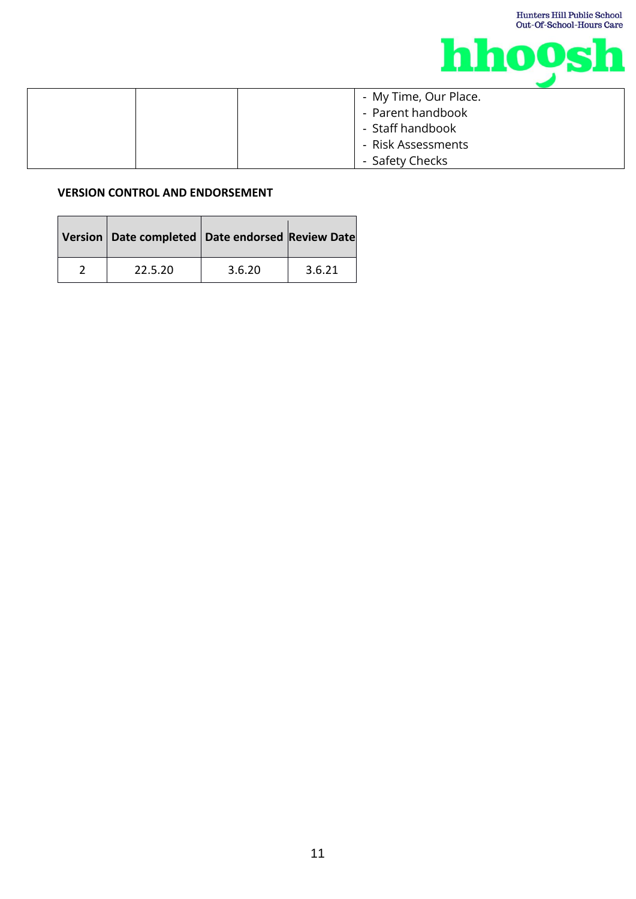| | | | |
|---|---|---|---|
| | | | - My Time, Our Place.<br>- Parent handbook<br>- Staff handbook<br>- Risk Assessments<br>- Safety Checks |

**VERSION CONTROL AND ENDORSEMENT**

| Version | Date completed | Date endorsed | Review Date |
|---|---|---|---|
| 2 | 22.5.20 | 3.6.20 | 3.6.21 |